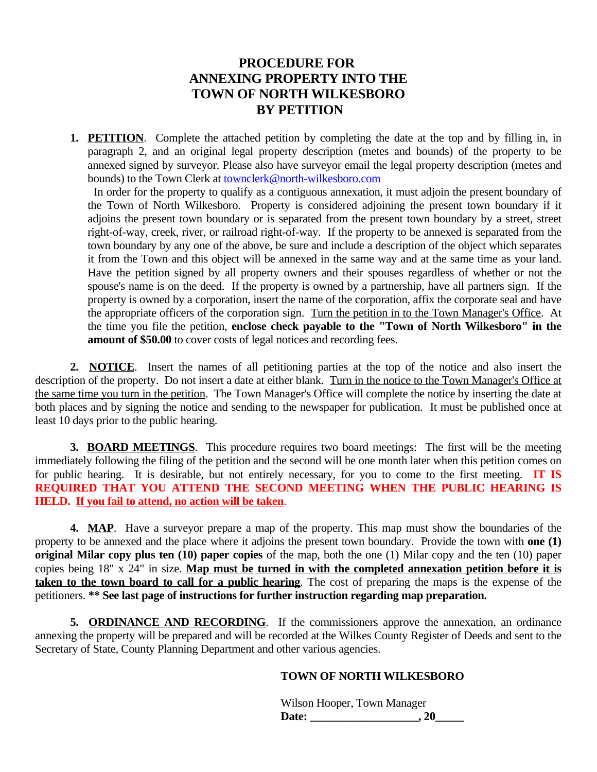# PROCEDURE FOR ANNEXING PROPERTY INTO THE TOWN OF NORTH WILKESBORO BY PETITION

1. **PETITION**. Complete the attached petition by completing the date at the top and by filling in, in paragraph 2, and an original legal property description (metes and bounds) of the property to be annexed signed by surveyor. Please also have surveyor email the legal property description (metes and bounds) to the Town Clerk at townclerk@north-wilkesboro.com

   In order for the property to qualify as a contiguous annexation, it must adjoin the present boundary of the Town of North Wilkesboro. Property is considered adjoining the present town boundary if it adjoins the present town boundary or is separated from the present town boundary by a street, street right-of-way, creek, river, or railroad right-of-way. If the property to be annexed is separated from the town boundary by any one of the above, be sure and include a description of the object which separates it from the Town and this object will be annexed in the same way and at the same time as your land. Have the petition signed by all property owners and their spouses regardless of whether or not the spouse's name is on the deed. If the property is owned by a partnership, have all partners sign. If the property is owned by a corporation, insert the name of the corporation, affix the corporate seal and have the appropriate officers of the corporation sign. Turn the petition in to the Town Manager's Office. At the time you file the petition, **enclose check payable to the "Town of North Wilkesboro" in the amount of $50.00** to cover costs of legal notices and recording fees.

2. **NOTICE**. Insert the names of all petitioning parties at the top of the notice and also insert the description of the property. Do not insert a date at either blank. Turn in the notice to the Town Manager's Office at the same time you turn in the petition. The Town Manager's Office will complete the notice by inserting the date at both places and by signing the notice and sending to the newspaper for publication. It must be published once at least 10 days prior to the public hearing.

3. **BOARD MEETINGS**. This procedure requires two board meetings: The first will be the meeting immediately following the filing of the petition and the second will be one month later when this petition comes on for public hearing. It is desirable, but not entirely necessary, for you to come to the first meeting. **IT IS REQUIRED THAT YOU ATTEND THE SECOND MEETING WHEN THE PUBLIC HEARING IS HELD. If you fail to attend, no action will be taken**.

4. **MAP**. Have a surveyor prepare a map of the property. This map must show the boundaries of the property to be annexed and the place where it adjoins the present town boundary. Provide the town with **one (1) original Milar copy plus ten (10) paper copies** of the map, both the one (1) Milar copy and the ten (10) paper copies being 18" x 24" in size. **Map must be turned in with the completed annexation petition before it is taken to the town board to call for a public hearing**. The cost of preparing the maps is the expense of the petitioners. **** See last page of instructions for further instruction regarding map preparation.**

5. **ORDINANCE AND RECORDING**. If the commissioners approve the annexation, an ordinance annexing the property will be prepared and will be recorded at the Wilkes County Register of Deeds and sent to the Secretary of State, County Planning Department and other various agencies.

**TOWN OF NORTH WILKESBORO**

Wilson Hooper, Town Manager
**Date: ___________________, 20_____**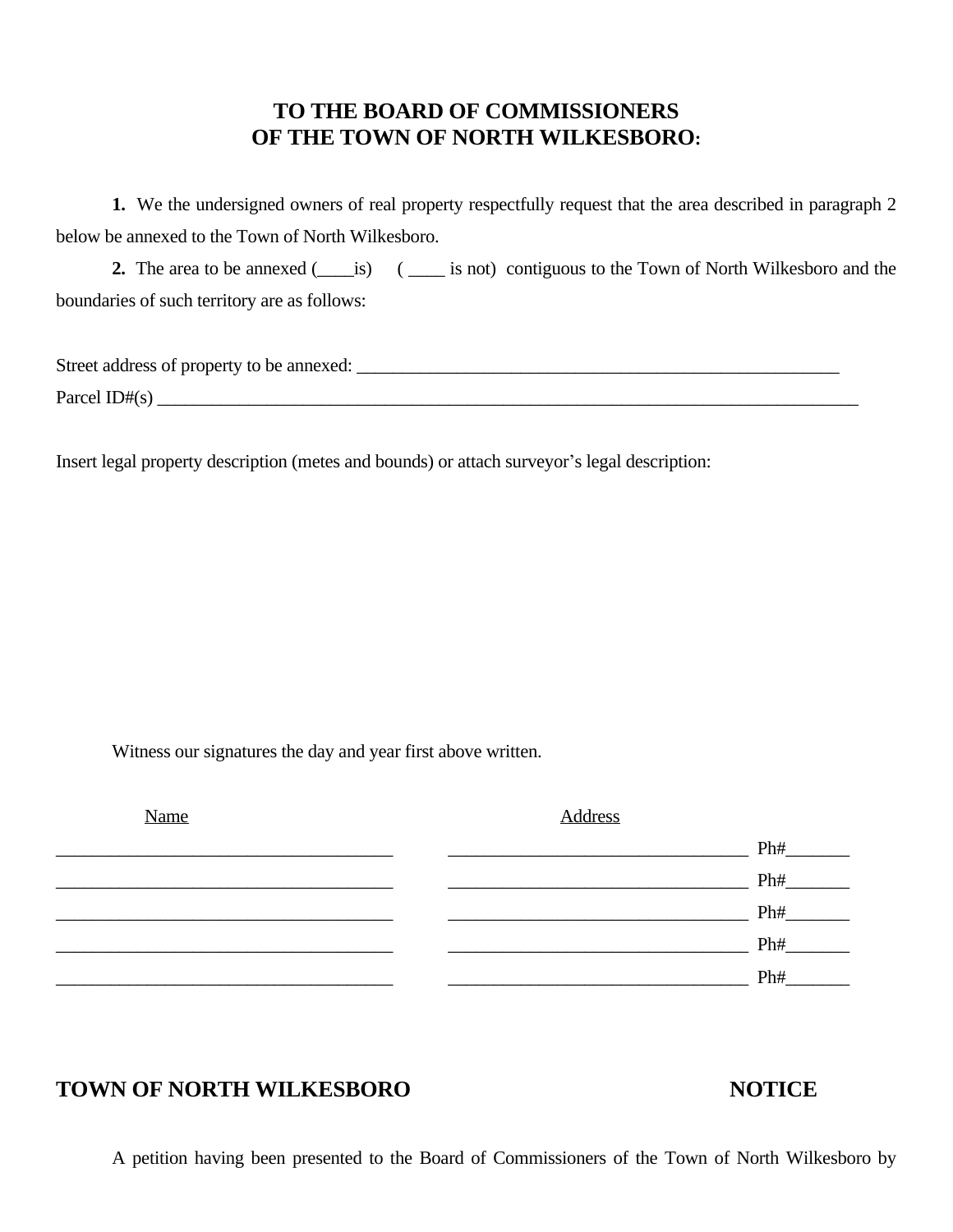# TO THE BOARD OF COMMISSIONERS
# OF THE TOWN OF NORTH WILKESBORO:

**1.** We the undersigned owners of real property respectfully request that the area described in paragraph 2 below be annexed to the Town of North Wilkesboro.

**2.** The area to be annexed (____is) ( ____ is not) contiguous to the Town of North Wilkesboro and the boundaries of such territory are as follows:

Street address of property to be annexed: ________________________________________________________

Parcel ID#(s) ____________________________________________________________________________________

Insert legal property description (metes and bounds) or attach surveyor's legal description:

Witness our signatures the day and year first above written.

| Name | Address | |
|---|---|---|
| _____________________________________ | __________________________________ | Ph#_______ |
| _____________________________________ | __________________________________ | Ph#_______ |
| _____________________________________ | __________________________________ | Ph#_______ |
| _____________________________________ | __________________________________ | Ph#_______ |
| _____________________________________ | __________________________________ | Ph#_______ |

## TOWN OF NORTH WILKESBORO NOTICE

A petition having been presented to the Board of Commissioners of the Town of North Wilkesboro by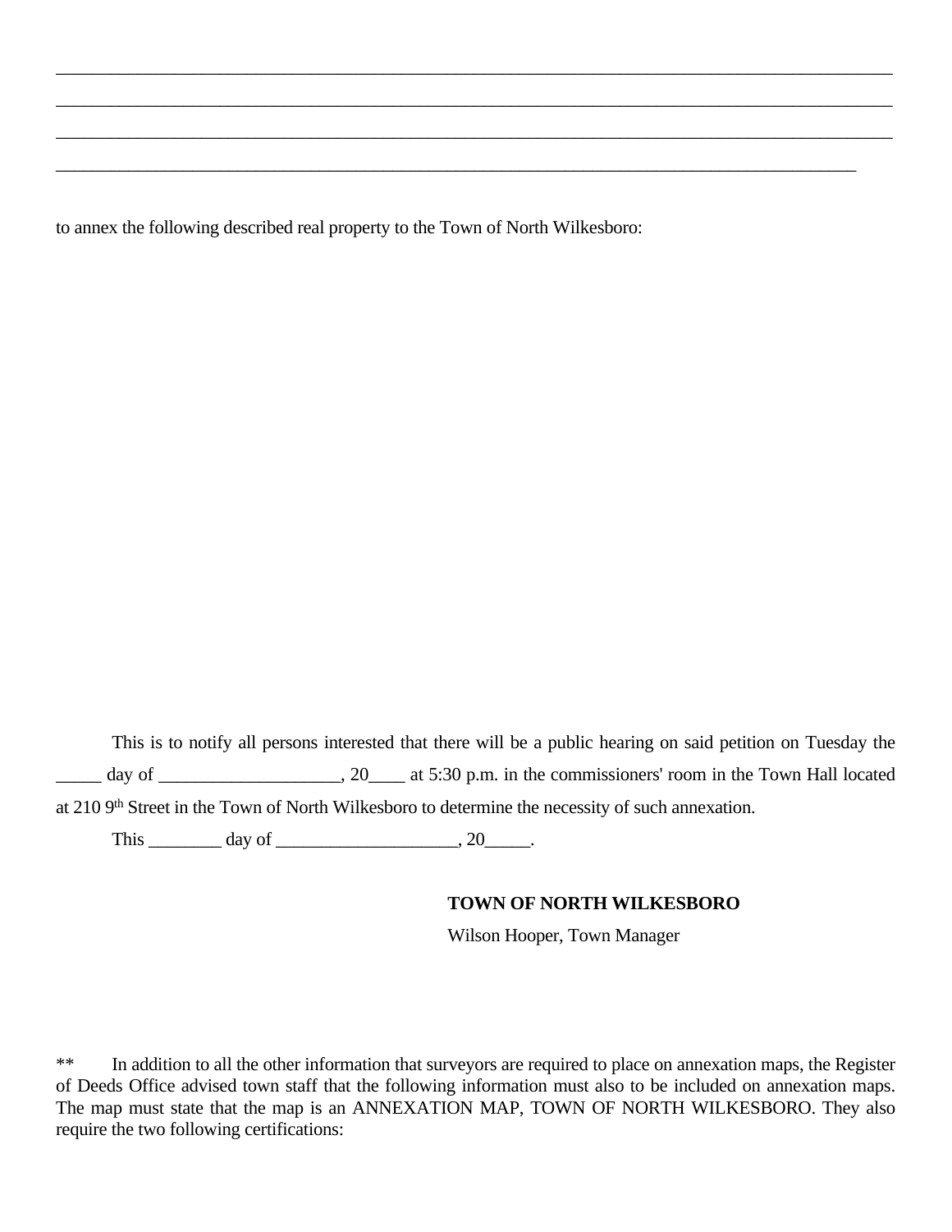\_\_\_\_\_\_\_\_\_\_\_\_\_\_\_\_\_\_\_\_\_\_\_\_\_\_\_\_\_\_\_\_\_\_\_\_\_\_\_\_\_\_\_\_\_\_\_\_\_\_\_\_\_\_\_\_\_\_\_\_\_\_\_\_\_\_\_\_\_\_\_\_\_\_\_\_\_\_\_\_\_\_\_\_\_\_\_\_\_\_\_\_\_\_

\_\_\_\_\_\_\_\_\_\_\_\_\_\_\_\_\_\_\_\_\_\_\_\_\_\_\_\_\_\_\_\_\_\_\_\_\_\_\_\_\_\_\_\_\_\_\_\_\_\_\_\_\_\_\_\_\_\_\_\_\_\_\_\_\_\_\_\_\_\_\_\_\_\_\_\_\_\_\_\_\_\_\_\_\_\_\_\_\_\_\_\_\_\_

\_\_\_\_\_\_\_\_\_\_\_\_\_\_\_\_\_\_\_\_\_\_\_\_\_\_\_\_\_\_\_\_\_\_\_\_\_\_\_\_\_\_\_\_\_\_\_\_\_\_\_\_\_\_\_\_\_\_\_\_\_\_\_\_\_\_\_\_\_\_\_\_\_\_\_\_\_\_\_\_\_\_\_\_\_\_\_\_\_\_\_\_\_\_

\_\_\_\_\_\_\_\_\_\_\_\_\_\_\_\_\_\_\_\_\_\_\_\_\_\_\_\_\_\_\_\_\_\_\_\_\_\_\_\_\_\_\_\_\_\_\_\_\_\_\_\_\_\_\_\_\_\_\_\_\_\_\_\_\_\_\_\_\_\_\_\_\_\_\_\_\_\_\_\_\_\_\_\_\_\_\_\_\_\_

to annex the following described real property to the Town of North Wilkesboro:

This is to notify all persons interested that there will be a public hearing on said petition on Tuesday the \_\_\_\_\_ day of \_\_\_\_\_\_\_\_\_\_\_\_\_\_\_\_\_\_\_\_, 20\_\_\_\_ at 5:30 p.m. in the commissioners' room in the Town Hall located at 210 9th Street in the Town of North Wilkesboro to determine the necessity of such annexation.

This \_\_\_\_\_\_\_\_ day of \_\_\_\_\_\_\_\_\_\_\_\_\_\_\_\_\_\_\_\_, 20\_\_\_\_\_.

**TOWN OF NORTH WILKESBORO**
Wilson Hooper, Town Manager

** In addition to all the other information that surveyors are required to place on annexation maps, the Register of Deeds Office advised town staff that the following information must also to be included on annexation maps. The map must state that the map is an ANNEXATION MAP, TOWN OF NORTH WILKESBORO. They also require the two following certifications: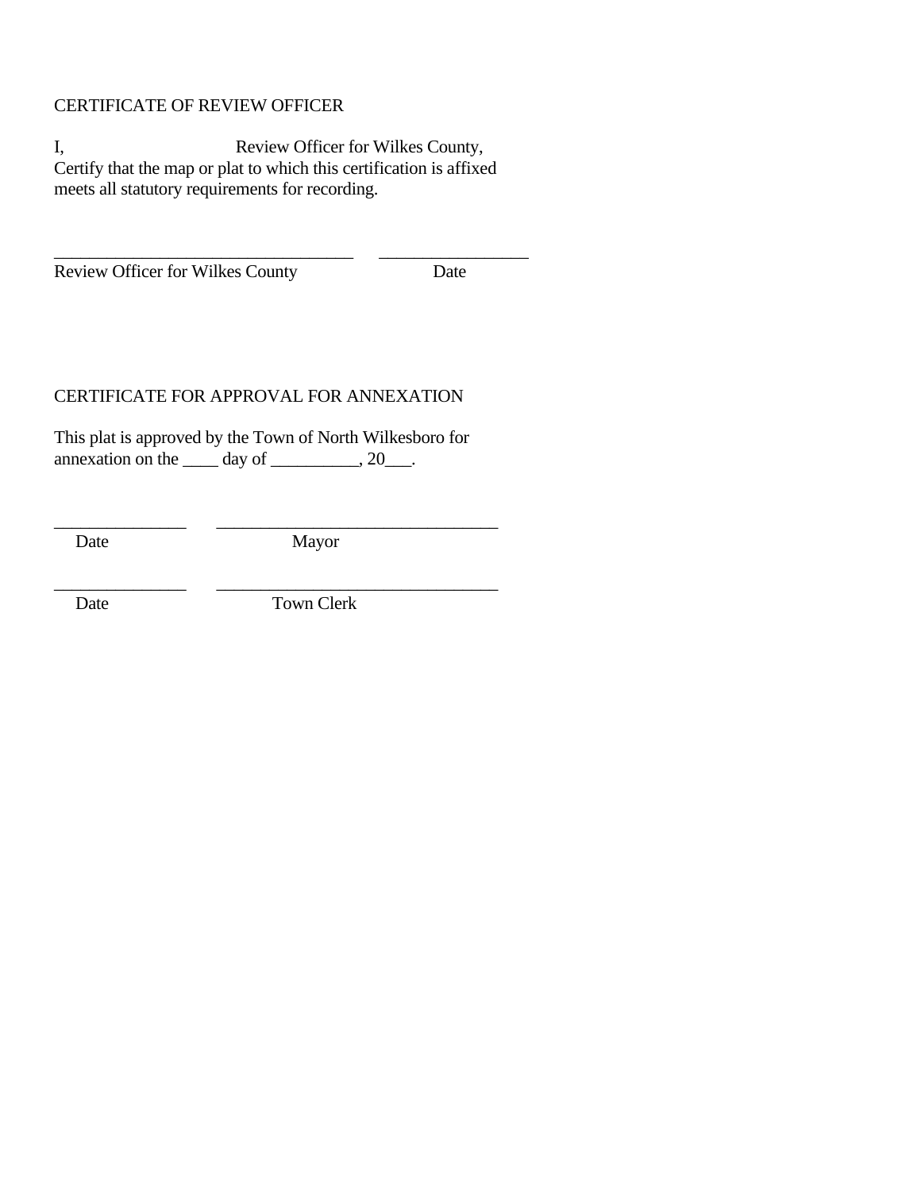CERTIFICATE OF REVIEW OFFICER

I, Review Officer for Wilkes County, Certify that the map or plat to which this certification is affixed meets all statutory requirements for recording.

_________________________________ ________________
Review Officer for Wilkes County Date

CERTIFICATE FOR APPROVAL FOR ANNEXATION

This plat is approved by the Town of North Wilkesboro for annexation on the ____ day of __________, 20___.

______________ ______________________________
Date Mayor

______________ ______________________________
Date Town Clerk